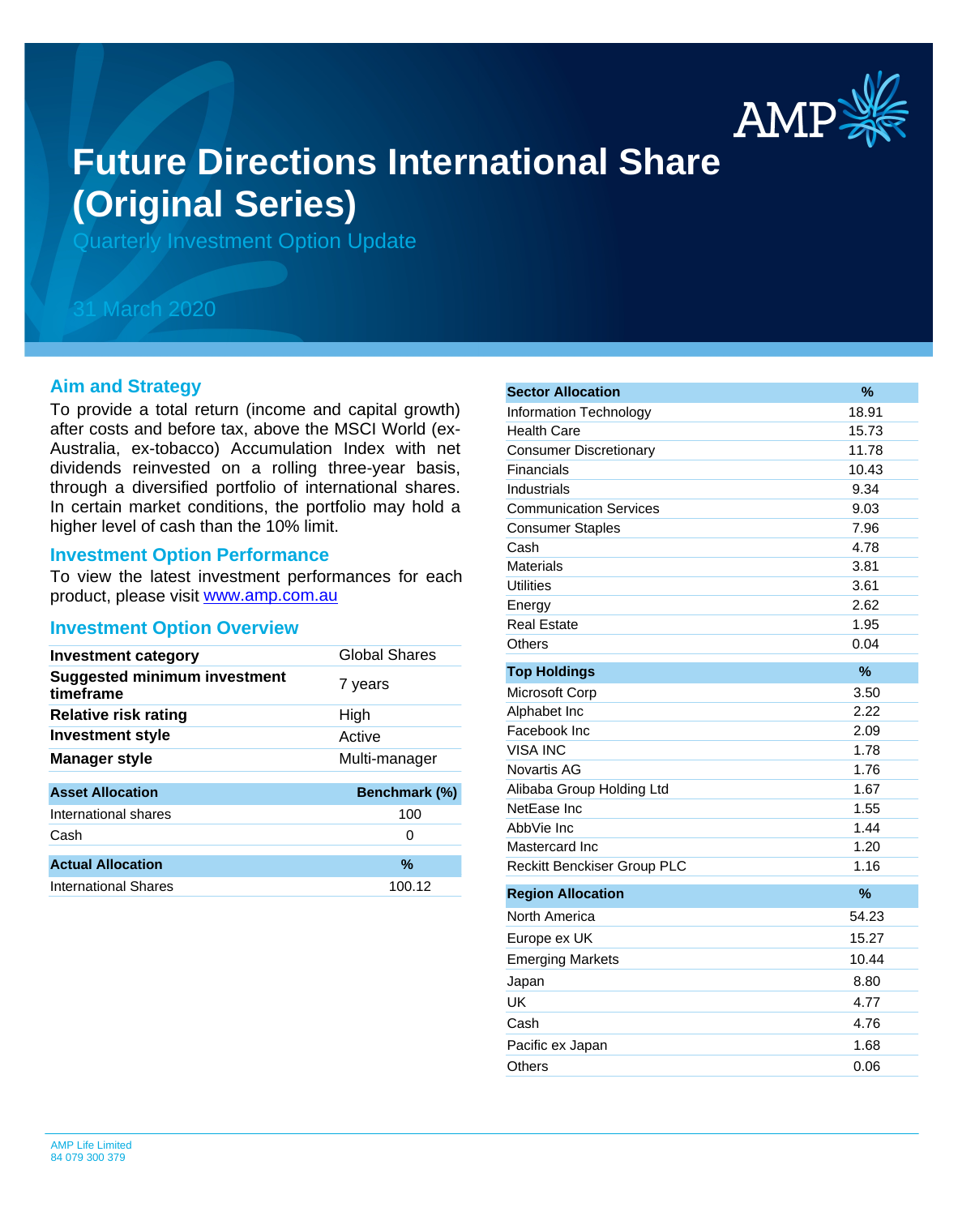# Future Directions International Share (Original Series)

Quarterly Investment Option Update

31 March 2020

## Aim and Strategy

To provide a total return (income and capital growth) after costs and before tax, above the MSCI World (ex-Australia, ex-tobacco) Accumulation Index with net dividends reinvested on a rolling three-year basis, through a diversified portfolio of international shares. In certain market conditions, the portfolio may hold a higher level of cash than the 10% limit.

## Investment Option Performance

To view the latest investment performances for each product, please visit www.amp.com.au

## Investment Option Overview

| | |
|---|---|
| **Investment category** | Global Shares |
| **Suggested minimum investment timeframe** | 7 years |
| **Relative risk rating** | High |
| **Investment style** | Active |
| **Manager style** | Multi-manager |

| Asset Allocation | Benchmark (%) |
|---|---|
| International shares | 100 |
| Cash | 0 |

| Actual Allocation | % |
|---|---|
| International Shares | 100.12 |

| Sector Allocation | % |
|---|---|
| Information Technology | 18.91 |
| Health Care | 15.73 |
| Consumer Discretionary | 11.78 |
| Financials | 10.43 |
| Industrials | 9.34 |
| Communication Services | 9.03 |
| Consumer Staples | 7.96 |
| Cash | 4.78 |
| Materials | 3.81 |
| Utilities | 3.61 |
| Energy | 2.62 |
| Real Estate | 1.95 |
| Others | 0.04 |

| Top Holdings | % |
|---|---|
| Microsoft Corp | 3.50 |
| Alphabet Inc | 2.22 |
| Facebook Inc | 2.09 |
| VISA INC | 1.78 |
| Novartis AG | 1.76 |
| Alibaba Group Holding Ltd | 1.67 |
| NetEase Inc | 1.55 |
| AbbVie Inc | 1.44 |
| Mastercard Inc | 1.20 |
| Reckitt Benckiser Group PLC | 1.16 |

| Region Allocation | % |
|---|---|
| North America | 54.23 |
| Europe ex UK | 15.27 |
| Emerging Markets | 10.44 |
| Japan | 8.80 |
| UK | 4.77 |
| Cash | 4.76 |
| Pacific ex Japan | 1.68 |
| Others | 0.06 |

AMP Life Limited
84 079 300 379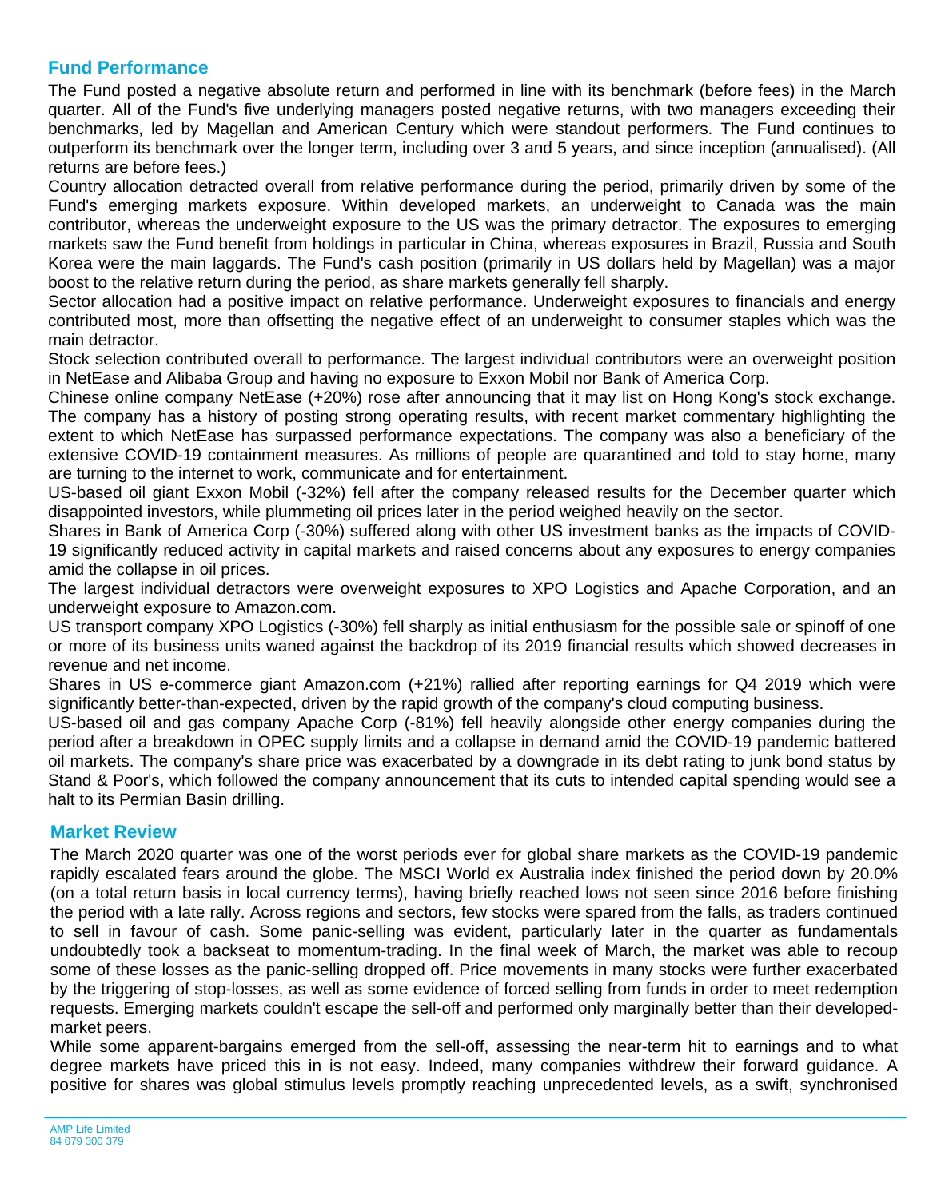## Fund Performance

The Fund posted a negative absolute return and performed in line with its benchmark (before fees) in the March quarter. All of the Fund's five underlying managers posted negative returns, with two managers exceeding their benchmarks, led by Magellan and American Century which were standout performers. The Fund continues to outperform its benchmark over the longer term, including over 3 and 5 years, and since inception (annualised). (All returns are before fees.)

Country allocation detracted overall from relative performance during the period, primarily driven by some of the Fund's emerging markets exposure. Within developed markets, an underweight to Canada was the main contributor, whereas the underweight exposure to the US was the primary detractor. The exposures to emerging markets saw the Fund benefit from holdings in particular in China, whereas exposures in Brazil, Russia and South Korea were the main laggards. The Fund's cash position (primarily in US dollars held by Magellan) was a major boost to the relative return during the period, as share markets generally fell sharply.

Sector allocation had a positive impact on relative performance. Underweight exposures to financials and energy contributed most, more than offsetting the negative effect of an underweight to consumer staples which was the main detractor.

Stock selection contributed overall to performance. The largest individual contributors were an overweight position in NetEase and Alibaba Group and having no exposure to Exxon Mobil nor Bank of America Corp.

Chinese online company NetEase (+20%) rose after announcing that it may list on Hong Kong's stock exchange. The company has a history of posting strong operating results, with recent market commentary highlighting the extent to which NetEase has surpassed performance expectations. The company was also a beneficiary of the extensive COVID-19 containment measures. As millions of people are quarantined and told to stay home, many are turning to the internet to work, communicate and for entertainment.

US-based oil giant Exxon Mobil (-32%) fell after the company released results for the December quarter which disappointed investors, while plummeting oil prices later in the period weighed heavily on the sector.

Shares in Bank of America Corp (-30%) suffered along with other US investment banks as the impacts of COVID-19 significantly reduced activity in capital markets and raised concerns about any exposures to energy companies amid the collapse in oil prices.

The largest individual detractors were overweight exposures to XPO Logistics and Apache Corporation, and an underweight exposure to Amazon.com.

US transport company XPO Logistics (-30%) fell sharply as initial enthusiasm for the possible sale or spinoff of one or more of its business units waned against the backdrop of its 2019 financial results which showed decreases in revenue and net income.

Shares in US e-commerce giant Amazon.com (+21%) rallied after reporting earnings for Q4 2019 which were significantly better-than-expected, driven by the rapid growth of the company's cloud computing business.

US-based oil and gas company Apache Corp (-81%) fell heavily alongside other energy companies during the period after a breakdown in OPEC supply limits and a collapse in demand amid the COVID-19 pandemic battered oil markets. The company's share price was exacerbated by a downgrade in its debt rating to junk bond status by Stand & Poor's, which followed the company announcement that its cuts to intended capital spending would see a halt to its Permian Basin drilling.

## Market Review

The March 2020 quarter was one of the worst periods ever for global share markets as the COVID-19 pandemic rapidly escalated fears around the globe. The MSCI World ex Australia index finished the period down by 20.0% (on a total return basis in local currency terms), having briefly reached lows not seen since 2016 before finishing the period with a late rally. Across regions and sectors, few stocks were spared from the falls, as traders continued to sell in favour of cash. Some panic-selling was evident, particularly later in the quarter as fundamentals undoubtedly took a backseat to momentum-trading. In the final week of March, the market was able to recoup some of these losses as the panic-selling dropped off. Price movements in many stocks were further exacerbated by the triggering of stop-losses, as well as some evidence of forced selling from funds in order to meet redemption requests. Emerging markets couldn't escape the sell-off and performed only marginally better than their developed-market peers.

While some apparent-bargains emerged from the sell-off, assessing the near-term hit to earnings and to what degree markets have priced this in is not easy. Indeed, many companies withdrew their forward guidance. A positive for shares was global stimulus levels promptly reaching unprecedented levels, as a swift, synchronised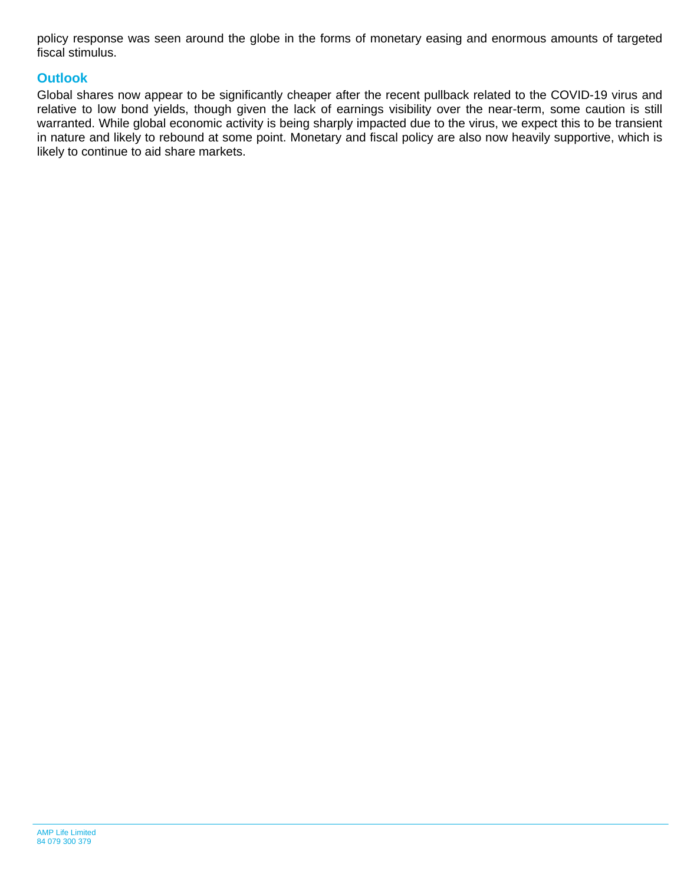policy response was seen around the globe in the forms of monetary easing and enormous amounts of targeted fiscal stimulus.

## Outlook

Global shares now appear to be significantly cheaper after the recent pullback related to the COVID-19 virus and relative to low bond yields, though given the lack of earnings visibility over the near-term, some caution is still warranted. While global economic activity is being sharply impacted due to the virus, we expect this to be transient in nature and likely to rebound at some point. Monetary and fiscal policy are also now heavily supportive, which is likely to continue to aid share markets.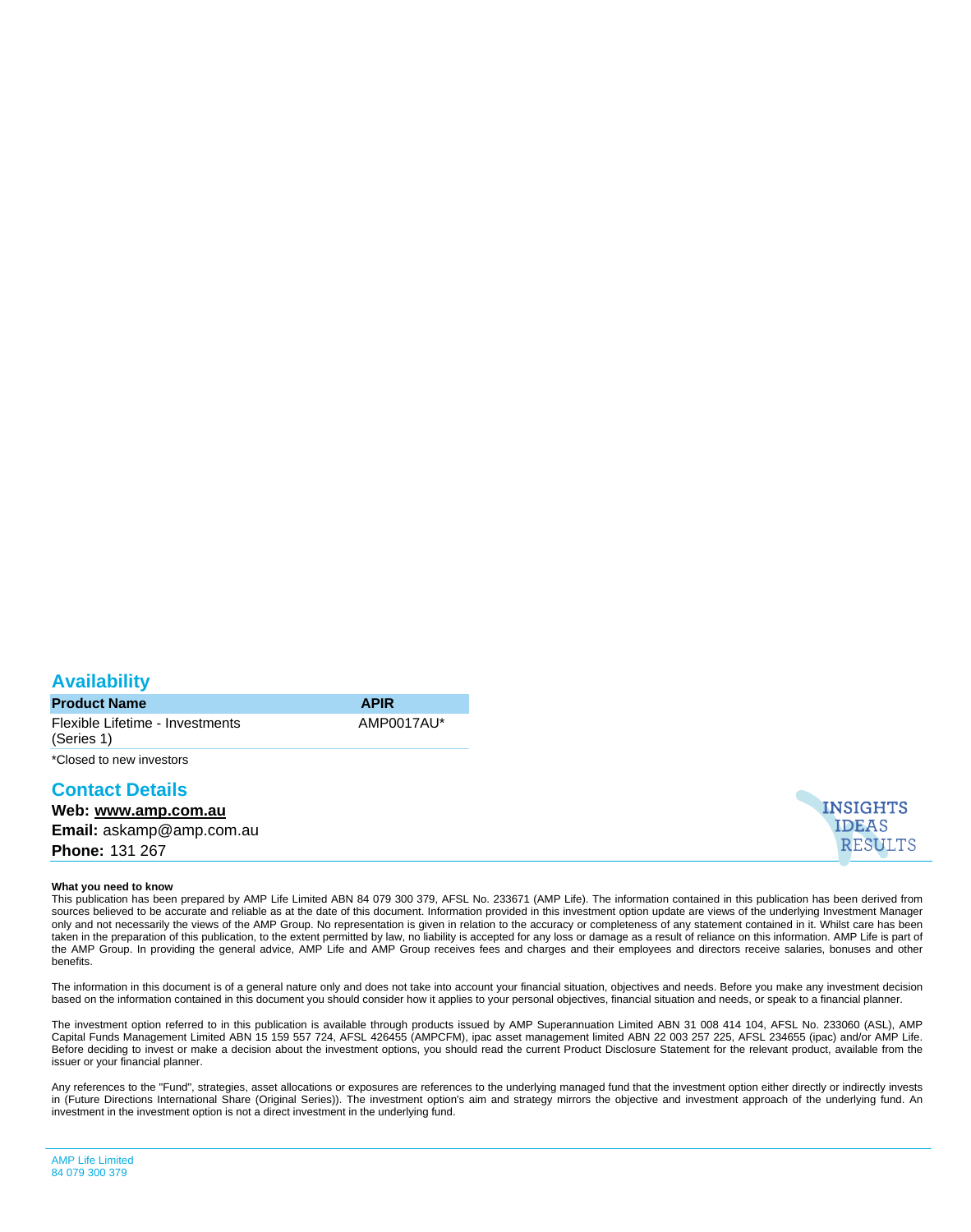## Availability

| Product Name | APIR |
|---|---|
| Flexible Lifetime - Investments (Series 1) | AMP0017AU* |

*Closed to new investors

## Contact Details

**Web:** **www.amp.com.au**
**Email:** askamp@amp.com.au
**Phone:** 131 267

INSIGHTS
IDEAS
RESULTS

**What you need to know**
This publication has been prepared by AMP Life Limited ABN 84 079 300 379, AFSL No. 233671 (AMP Life). The information contained in this publication has been derived from sources believed to be accurate and reliable as at the date of this document. Information provided in this investment option update are views of the underlying Investment Manager only and not necessarily the views of the AMP Group. No representation is given in relation to the accuracy or completeness of any statement contained in it. Whilst care has been taken in the preparation of this publication, to the extent permitted by law, no liability is accepted for any loss or damage as a result of reliance on this information. AMP Life is part of the AMP Group. In providing the general advice, AMP Life and AMP Group receives fees and charges and their employees and directors receive salaries, bonuses and other benefits.

The information in this document is of a general nature only and does not take into account your financial situation, objectives and needs. Before you make any investment decision based on the information contained in this document you should consider how it applies to your personal objectives, financial situation and needs, or speak to a financial planner.

The investment option referred to in this publication is available through products issued by AMP Superannuation Limited ABN 31 008 414 104, AFSL No. 233060 (ASL), AMP Capital Funds Management Limited ABN 15 159 557 724, AFSL 426455 (AMPCFM), ipac asset management limited ABN 22 003 257 225, AFSL 234655 (ipac) and/or AMP Life. Before deciding to invest or make a decision about the investment options, you should read the current Product Disclosure Statement for the relevant product, available from the issuer or your financial planner.

Any references to the "Fund", strategies, asset allocations or exposures are references to the underlying managed fund that the investment option either directly or indirectly invests in (Future Directions International Share (Original Series)). The investment option's aim and strategy mirrors the objective and investment approach of the underlying fund. An investment in the investment option is not a direct investment in the underlying fund.

AMP Life Limited
84 079 300 379